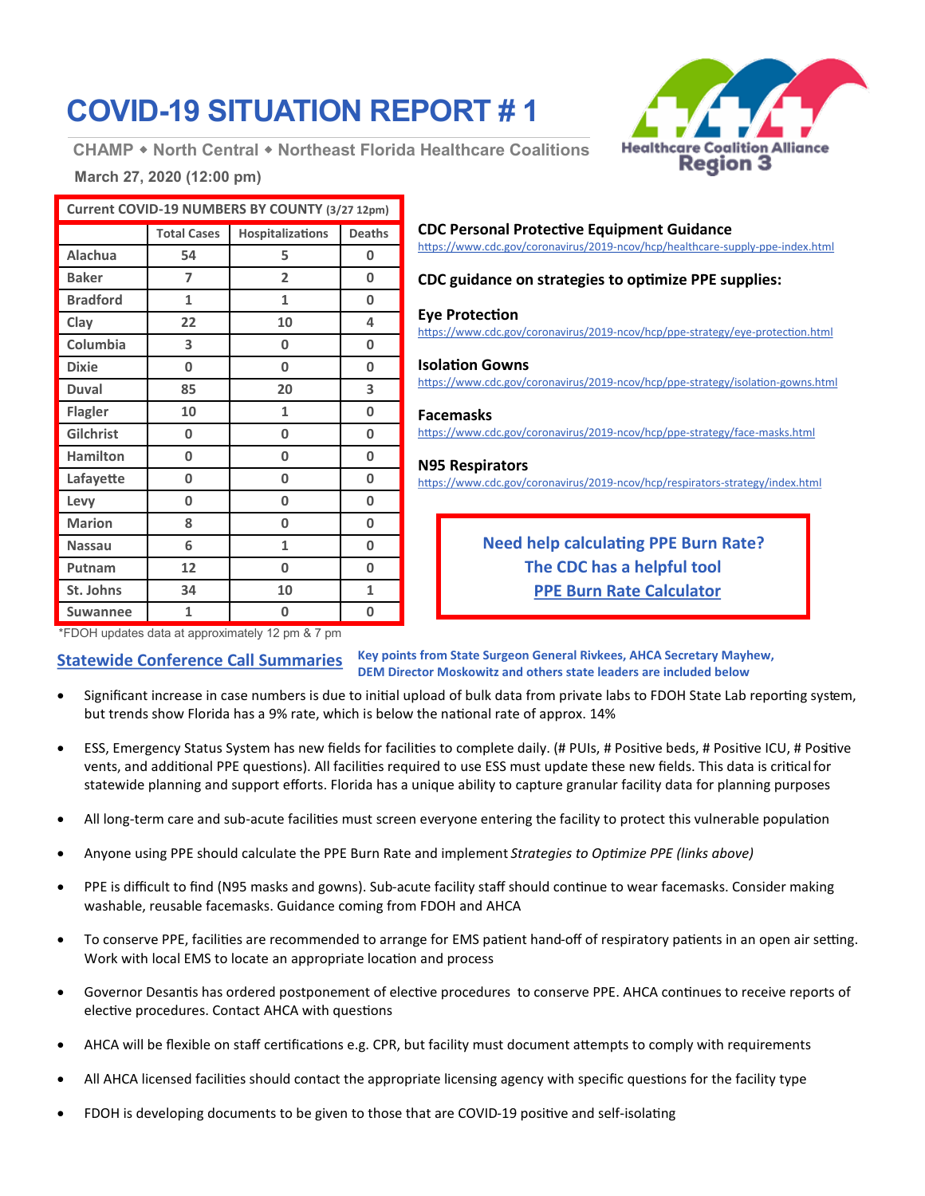# COVID-19 SITUATION REPORT # 1

**CHAMP ◆ North Central ◆ Northeast Florida Healthcare Coalitions**

**March 27, 2020 (12:00 pm)**

Healthcare Coalition Alliance Region 3

| Current COVID-19 NUMBERS BY COUNTY (3/27 12pm) | | | |
|---|---|---|---|
| | Total Cases | Hospitalizations | Deaths |
| Alachua | 54 | 5 | 0 |
| Baker | 7 | 2 | 0 |
| Bradford | 1 | 1 | 0 |
| Clay | 22 | 10 | 4 |
| Columbia | 3 | 0 | 0 |
| Dixie | 0 | 0 | 0 |
| Duval | 85 | 20 | 3 |
| Flagler | 10 | 1 | 0 |
| Gilchrist | 0 | 0 | 0 |
| Hamilton | 0 | 0 | 0 |
| Lafayette | 0 | 0 | 0 |
| Levy | 0 | 0 | 0 |
| Marion | 8 | 0 | 0 |
| Nassau | 6 | 1 | 0 |
| Putnam | 12 | 0 | 0 |
| St. Johns | 34 | 10 | 1 |
| Suwannee | 1 | 0 | 0 |

*FDOH updates data at approximately 12 pm & 7 pm

**CDC Personal Protective Equipment Guidance**
https://www.cdc.gov/coronavirus/2019-ncov/hcp/healthcare-supply-ppe-index.html

**CDC guidance on strategies to optimize PPE supplies:**

**Eye Protection**
https://www.cdc.gov/coronavirus/2019-ncov/hcp/ppe-strategy/eye-protection.html

**Isolation Gowns**
https://www.cdc.gov/coronavirus/2019-ncov/hcp/ppe-strategy/isolation-gowns.html

**Facemasks**
https://www.cdc.gov/coronavirus/2019-ncov/hcp/ppe-strategy/face-masks.html

**N95 Respirators**
https://www.cdc.gov/coronavirus/2019-ncov/hcp/respirators-strategy/index.html

**Need help calculating PPE Burn Rate?**
**The CDC has a helpful tool**
**PPE Burn Rate Calculator**

## Statewide Conference Call Summaries

**Key points from State Surgeon General Rivkees, AHCA Secretary Mayhew, DEM Director Moskowitz and others state leaders are included below**

- Significant increase in case numbers is due to initial upload of bulk data from private labs to FDOH State Lab reporting system, but trends show Florida has a 9% rate, which is below the national rate of approx. 14%
- ESS, Emergency Status System has new fields for facilities to complete daily. (# PUIs, # Positive beds, # Positive ICU, # Positive vents, and additional PPE questions). All facilities required to use ESS must update these new fields. This data is critical for statewide planning and support efforts. Florida has a unique ability to capture granular facility data for planning purposes
- All long-term care and sub-acute facilities must screen everyone entering the facility to protect this vulnerable population
- Anyone using PPE should calculate the PPE Burn Rate and implement *Strategies to Optimize PPE (links above)*
- PPE is difficult to find (N95 masks and gowns). Sub-acute facility staff should continue to wear facemasks. Consider making washable, reusable facemasks. Guidance coming from FDOH and AHCA
- To conserve PPE, facilities are recommended to arrange for EMS patient hand-off of respiratory patients in an open air setting. Work with local EMS to locate an appropriate location and process
- Governor Desantis has ordered postponement of elective procedures to conserve PPE. AHCA continues to receive reports of elective procedures. Contact AHCA with questions
- AHCA will be flexible on staff certifications e.g. CPR, but facility must document attempts to comply with requirements
- All AHCA licensed facilities should contact the appropriate licensing agency with specific questions for the facility type
- FDOH is developing documents to be given to those that are COVID-19 positive and self-isolating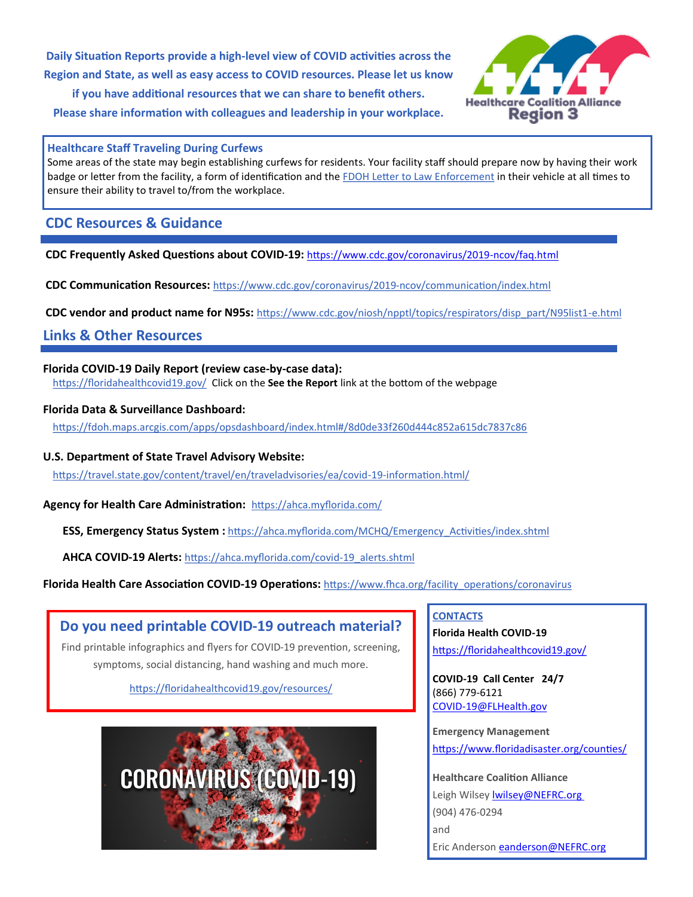**Daily Situation Reports provide a high-level view of COVID activities across the Region and State, as well as easy access to COVID resources. Please let us know if you have additional resources that we can share to benefit others. Please share information with colleagues and leadership in your workplace.**

Healthcare Coalition Alliance Region 3

### Healthcare Staff Traveling During Curfews

Some areas of the state may begin establishing curfews for residents. Your facility staff should prepare now by having their work badge or letter from the facility, a form of identification and the FDOH Letter to Law Enforcement in their vehicle at all times to ensure their ability to travel to/from the workplace.

## CDC Resources & Guidance

**CDC Frequently Asked Questions about COVID-19:** https://www.cdc.gov/coronavirus/2019-ncov/faq.html

**CDC Communication Resources:** https://www.cdc.gov/coronavirus/2019-ncov/communication/index.html

**CDC vendor and product name for N95s:** https://www.cdc.gov/niosh/npptl/topics/respirators/disp_part/N95list1-e.html

## Links & Other Resources

**Florida COVID-19 Daily Report (review case-by-case data):**
https://floridahealthcovid19.gov/ Click on the **See the Report** link at the bottom of the webpage

**Florida Data & Surveillance Dashboard:**
https://fdoh.maps.arcgis.com/apps/opsdashboard/index.html#/8d0de33f260d444c852a615dc7837c86

**U.S. Department of State Travel Advisory Website:**
https://travel.state.gov/content/travel/en/traveladvisories/ea/covid-19-information.html/

**Agency for Health Care Administration:** https://ahca.myflorida.com/

**ESS, Emergency Status System :** https://ahca.myflorida.com/MCHQ/Emergency_Activities/index.shtml

**AHCA COVID-19 Alerts:** https://ahca.myflorida.com/covid-19_alerts.shtml

**Florida Health Care Association COVID-19 Operations:** https://www.fhca.org/facility_operations/coronavirus

### Do you need printable COVID-19 outreach material?

Find printable infographics and flyers for COVID-19 prevention, screening, symptoms, social distancing, hand washing and much more.

https://floridahealthcovid19.gov/resources/

CORONAVIRUS (COVID-19)

### CONTACTS

**Florida Health COVID-19**
https://floridahealthcovid19.gov/

**COVID-19 Call Center 24/7**
(866) 779-6121
COVID-19@FLHealth.gov

**Emergency Management**
https://www.floridadisaster.org/counties/

**Healthcare Coalition Alliance**
Leigh Wilsey lwilsey@NEFRC.org
(904) 476-0294
and
Eric Anderson eanderson@NEFRC.org